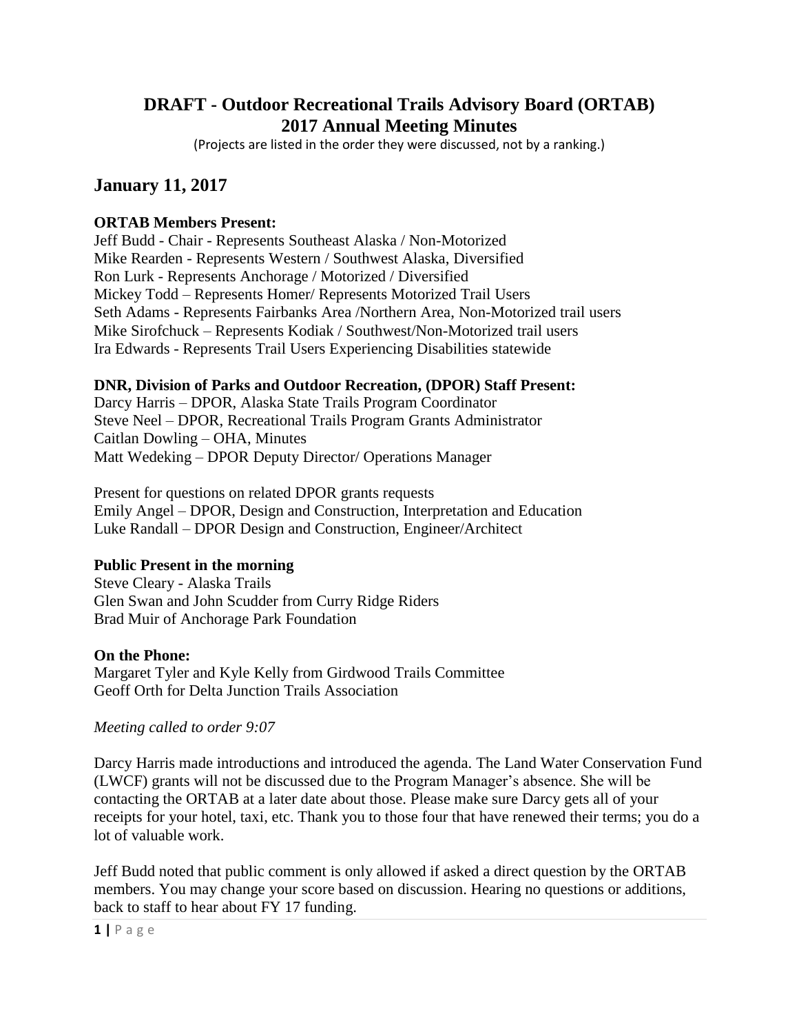# DRAFT - Outdoor Recreational Trails Advisory Board (ORTAB) 2017 Annual Meeting Minutes

(Projects are listed in the order they were discussed, not by a ranking.)

## January 11, 2017

**ORTAB Members Present:**

Jeff Budd - Chair - Represents Southeast Alaska / Non-Motorized
Mike Rearden - Represents Western / Southwest Alaska, Diversified
Ron Lurk - Represents Anchorage / Motorized / Diversified
Mickey Todd – Represents Homer/ Represents Motorized Trail Users
Seth Adams - Represents Fairbanks Area /Northern Area, Non-Motorized trail users
Mike Sirofchuck – Represents Kodiak / Southwest/Non-Motorized trail users
Ira Edwards - Represents Trail Users Experiencing Disabilities statewide

**DNR, Division of Parks and Outdoor Recreation, (DPOR) Staff Present:**

Darcy Harris – DPOR, Alaska State Trails Program Coordinator
Steve Neel – DPOR, Recreational Trails Program Grants Administrator
Caitlan Dowling – OHA, Minutes
Matt Wedeking – DPOR Deputy Director/ Operations Manager

Present for questions on related DPOR grants requests
Emily Angel – DPOR, Design and Construction, Interpretation and Education
Luke Randall – DPOR Design and Construction, Engineer/Architect

**Public Present in the morning**

Steve Cleary - Alaska Trails
Glen Swan and John Scudder from Curry Ridge Riders
Brad Muir of Anchorage Park Foundation

**On the Phone:**

Margaret Tyler and Kyle Kelly from Girdwood Trails Committee
Geoff Orth for Delta Junction Trails Association

*Meeting called to order 9:07*

Darcy Harris made introductions and introduced the agenda. The Land Water Conservation Fund (LWCF) grants will not be discussed due to the Program Manager's absence. She will be contacting the ORTAB at a later date about those. Please make sure Darcy gets all of your receipts for your hotel, taxi, etc. Thank you to those four that have renewed their terms; you do a lot of valuable work.

Jeff Budd noted that public comment is only allowed if asked a direct question by the ORTAB members. You may change your score based on discussion. Hearing no questions or additions, back to staff to hear about FY 17 funding.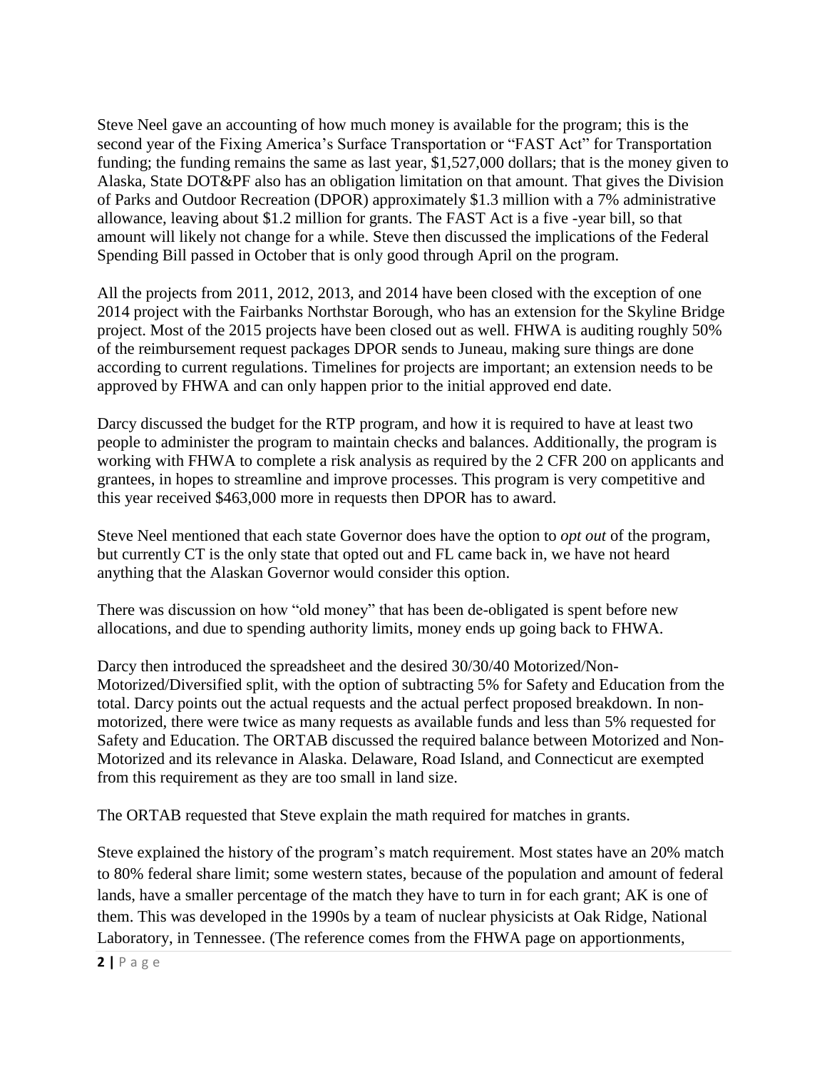Steve Neel gave an accounting of how much money is available for the program; this is the second year of the Fixing America's Surface Transportation or "FAST Act" for Transportation funding; the funding remains the same as last year, $1,527,000 dollars; that is the money given to Alaska, State DOT&PF also has an obligation limitation on that amount. That gives the Division of Parks and Outdoor Recreation (DPOR) approximately $1.3 million with a 7% administrative allowance, leaving about $1.2 million for grants. The FAST Act is a five -year bill, so that amount will likely not change for a while. Steve then discussed the implications of the Federal Spending Bill passed in October that is only good through April on the program.

All the projects from 2011, 2012, 2013, and 2014 have been closed with the exception of one 2014 project with the Fairbanks Northstar Borough, who has an extension for the Skyline Bridge project. Most of the 2015 projects have been closed out as well. FHWA is auditing roughly 50% of the reimbursement request packages DPOR sends to Juneau, making sure things are done according to current regulations. Timelines for projects are important; an extension needs to be approved by FHWA and can only happen prior to the initial approved end date.

Darcy discussed the budget for the RTP program, and how it is required to have at least two people to administer the program to maintain checks and balances. Additionally, the program is working with FHWA to complete a risk analysis as required by the 2 CFR 200 on applicants and grantees, in hopes to streamline and improve processes. This program is very competitive and this year received $463,000 more in requests then DPOR has to award.

Steve Neel mentioned that each state Governor does have the option to *opt out* of the program, but currently CT is the only state that opted out and FL came back in, we have not heard anything that the Alaskan Governor would consider this option.

There was discussion on how "old money" that has been de-obligated is spent before new allocations, and due to spending authority limits, money ends up going back to FHWA.

Darcy then introduced the spreadsheet and the desired 30/30/40 Motorized/Non-Motorized/Diversified split, with the option of subtracting 5% for Safety and Education from the total. Darcy points out the actual requests and the actual perfect proposed breakdown. In non-motorized, there were twice as many requests as available funds and less than 5% requested for Safety and Education. The ORTAB discussed the required balance between Motorized and Non-Motorized and its relevance in Alaska. Delaware, Road Island, and Connecticut are exempted from this requirement as they are too small in land size.

The ORTAB requested that Steve explain the math required for matches in grants.

Steve explained the history of the program's match requirement. Most states have an 20% match to 80% federal share limit; some western states, because of the population and amount of federal lands, have a smaller percentage of the match they have to turn in for each grant; AK is one of them. This was developed in the 1990s by a team of nuclear physicists at Oak Ridge, National Laboratory, in Tennessee. (The reference comes from the FHWA page on apportionments,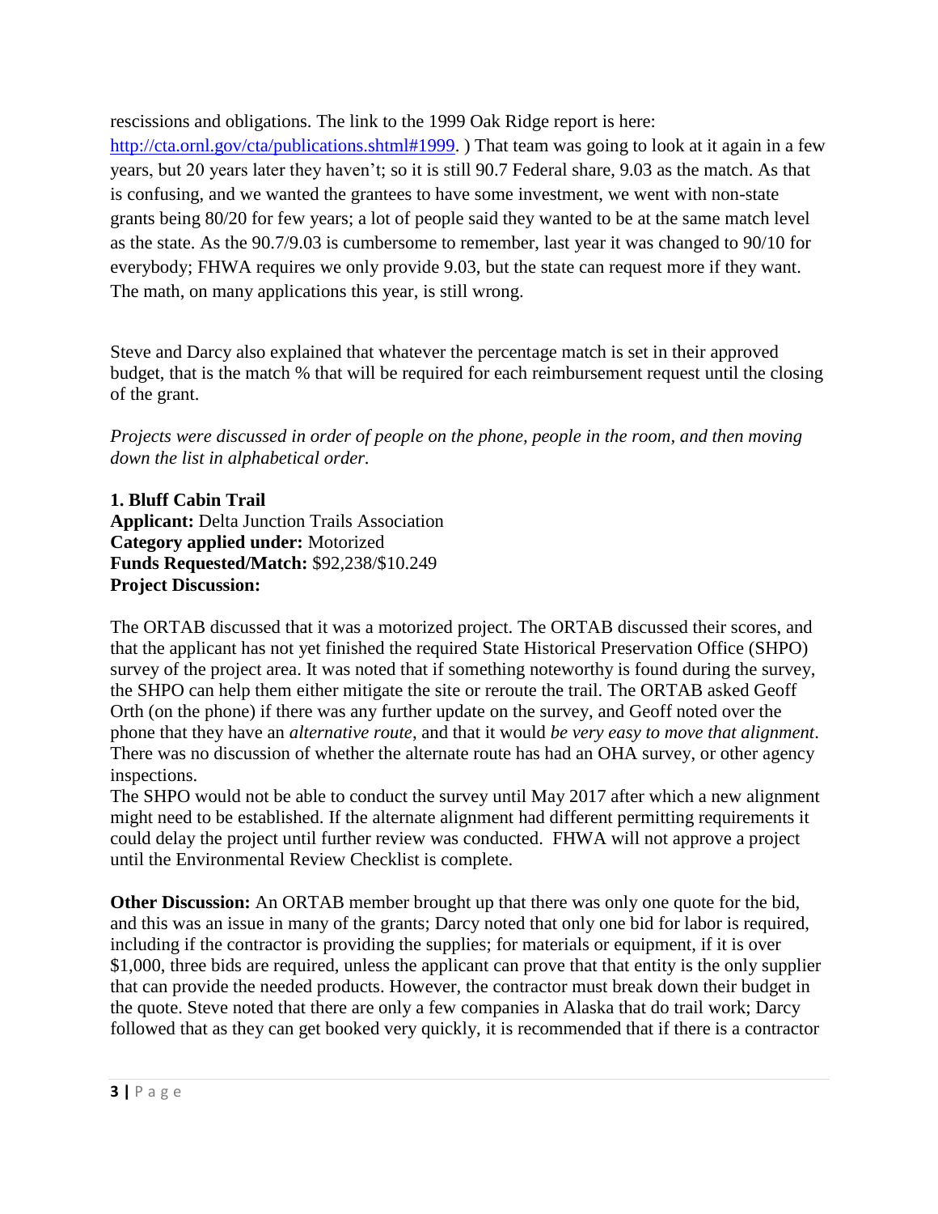rescissions and obligations. The link to the 1999 Oak Ridge report is here: [http://cta.ornl.gov/cta/publications.shtml#1999](http://cta.ornl.gov/cta/publications.shtml#1999). ) That team was going to look at it again in a few years, but 20 years later they haven't; so it is still 90.7 Federal share, 9.03 as the match. As that is confusing, and we wanted the grantees to have some investment, we went with non-state grants being 80/20 for few years; a lot of people said they wanted to be at the same match level as the state. As the 90.7/9.03 is cumbersome to remember, last year it was changed to 90/10 for everybody; FHWA requires we only provide 9.03, but the state can request more if they want. The math, on many applications this year, is still wrong.

Steve and Darcy also explained that whatever the percentage match is set in their approved budget, that is the match % that will be required for each reimbursement request until the closing of the grant.

*Projects were discussed in order of people on the phone, people in the room, and then moving down the list in alphabetical order.*

**1. Bluff Cabin Trail**
**Applicant:** Delta Junction Trails Association
**Category applied under:** Motorized
**Funds Requested/Match:** $92,238/$10.249
**Project Discussion:**

The ORTAB discussed that it was a motorized project. The ORTAB discussed their scores, and that the applicant has not yet finished the required State Historical Preservation Office (SHPO) survey of the project area. It was noted that if something noteworthy is found during the survey, the SHPO can help them either mitigate the site or reroute the trail. The ORTAB asked Geoff Orth (on the phone) if there was any further update on the survey, and Geoff noted over the phone that they have an *alternative route*, and that it would *be very easy to move that alignment*. There was no discussion of whether the alternate route has had an OHA survey, or other agency inspections.
The SHPO would not be able to conduct the survey until May 2017 after which a new alignment might need to be established. If the alternate alignment had different permitting requirements it could delay the project until further review was conducted. FHWA will not approve a project until the Environmental Review Checklist is complete.

**Other Discussion:** An ORTAB member brought up that there was only one quote for the bid, and this was an issue in many of the grants; Darcy noted that only one bid for labor is required, including if the contractor is providing the supplies; for materials or equipment, if it is over $1,000, three bids are required, unless the applicant can prove that that entity is the only supplier that can provide the needed products. However, the contractor must break down their budget in the quote. Steve noted that there are only a few companies in Alaska that do trail work; Darcy followed that as they can get booked very quickly, it is recommended that if there is a contractor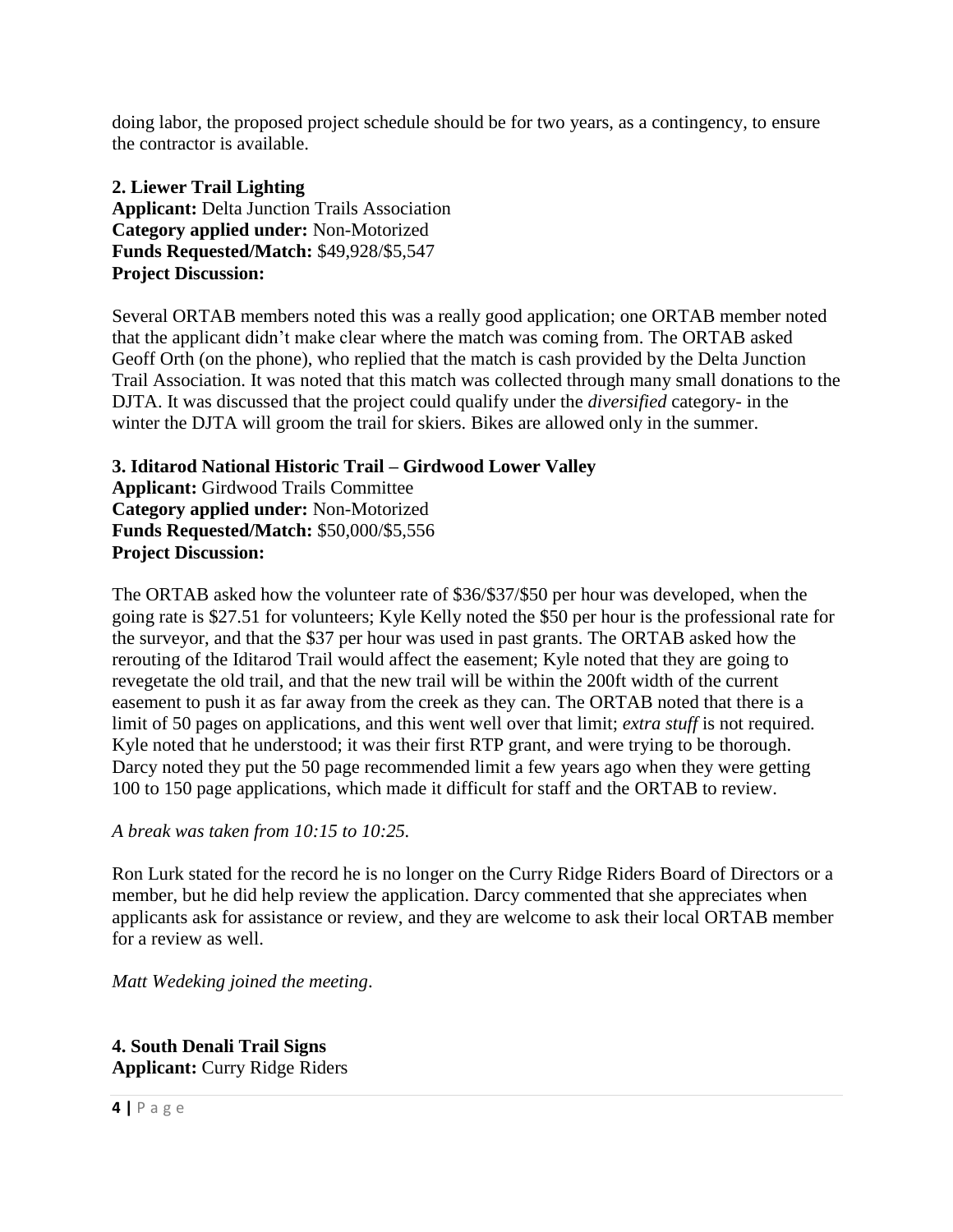doing labor, the proposed project schedule should be for two years, as a contingency, to ensure the contractor is available.

**2. Liewer Trail Lighting**
**Applicant:** Delta Junction Trails Association
**Category applied under:** Non-Motorized
**Funds Requested/Match:** $49,928/$5,547
**Project Discussion:**

Several ORTAB members noted this was a really good application; one ORTAB member noted that the applicant didn't make clear where the match was coming from. The ORTAB asked Geoff Orth (on the phone), who replied that the match is cash provided by the Delta Junction Trail Association. It was noted that this match was collected through many small donations to the DJTA. It was discussed that the project could qualify under the *diversified* category- in the winter the DJTA will groom the trail for skiers. Bikes are allowed only in the summer.

**3. Iditarod National Historic Trail – Girdwood Lower Valley**
**Applicant:** Girdwood Trails Committee
**Category applied under:** Non-Motorized
**Funds Requested/Match:** $50,000/$5,556
**Project Discussion:**

The ORTAB asked how the volunteer rate of $36/$37/$50 per hour was developed, when the going rate is $27.51 for volunteers; Kyle Kelly noted the $50 per hour is the professional rate for the surveyor, and that the $37 per hour was used in past grants. The ORTAB asked how the rerouting of the Iditarod Trail would affect the easement; Kyle noted that they are going to revegetate the old trail, and that the new trail will be within the 200ft width of the current easement to push it as far away from the creek as they can. The ORTAB noted that there is a limit of 50 pages on applications, and this went well over that limit; *extra stuff* is not required. Kyle noted that he understood; it was their first RTP grant, and were trying to be thorough. Darcy noted they put the 50 page recommended limit a few years ago when they were getting 100 to 150 page applications, which made it difficult for staff and the ORTAB to review.

*A break was taken from 10:15 to 10:25.*

Ron Lurk stated for the record he is no longer on the Curry Ridge Riders Board of Directors or a member, but he did help review the application. Darcy commented that she appreciates when applicants ask for assistance or review, and they are welcome to ask their local ORTAB member for a review as well.

*Matt Wedeking joined the meeting*.

**4. South Denali Trail Signs**
**Applicant:** Curry Ridge Riders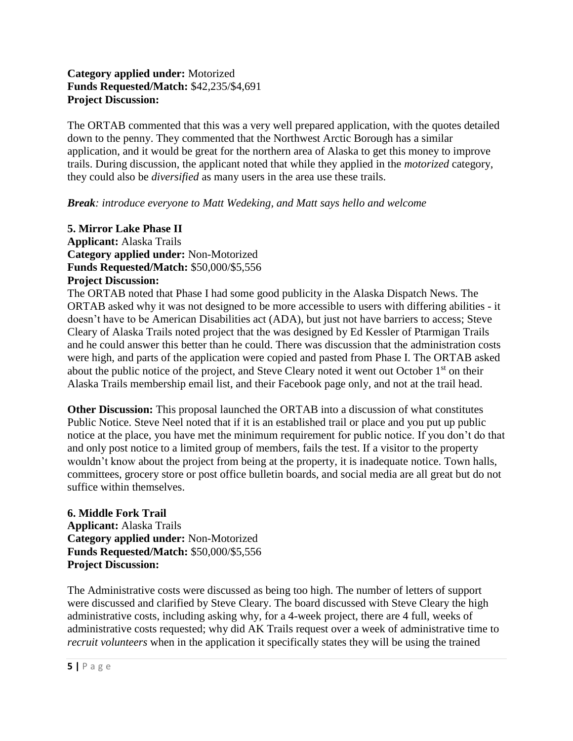**Category applied under:** Motorized
**Funds Requested/Match:** $42,235/$4,691
**Project Discussion:**

The ORTAB commented that this was a very well prepared application, with the quotes detailed down to the penny. They commented that the Northwest Arctic Borough has a similar application, and it would be great for the northern area of Alaska to get this money to improve trails. During discussion, the applicant noted that while they applied in the *motorized* category, they could also be *diversified* as many users in the area use these trails.

***Break****: introduce everyone to Matt Wedeking, and Matt says hello and welcome*

**5. Mirror Lake Phase II**
**Applicant:** Alaska Trails
**Category applied under:** Non-Motorized
**Funds Requested/Match:** $50,000/$5,556
**Project Discussion:**
The ORTAB noted that Phase I had some good publicity in the Alaska Dispatch News. The ORTAB asked why it was not designed to be more accessible to users with differing abilities - it doesn't have to be American Disabilities act (ADA), but just not have barriers to access; Steve Cleary of Alaska Trails noted project that the was designed by Ed Kessler of Ptarmigan Trails and he could answer this better than he could. There was discussion that the administration costs were high, and parts of the application were copied and pasted from Phase I. The ORTAB asked about the public notice of the project, and Steve Cleary noted it went out October 1st on their Alaska Trails membership email list, and their Facebook page only, and not at the trail head.

**Other Discussion:** This proposal launched the ORTAB into a discussion of what constitutes Public Notice. Steve Neel noted that if it is an established trail or place and you put up public notice at the place, you have met the minimum requirement for public notice. If you don't do that and only post notice to a limited group of members, fails the test. If a visitor to the property wouldn't know about the project from being at the property, it is inadequate notice. Town halls, committees, grocery store or post office bulletin boards, and social media are all great but do not suffice within themselves.

**6. Middle Fork Trail**
**Applicant:** Alaska Trails
**Category applied under:** Non-Motorized
**Funds Requested/Match:** $50,000/$5,556
**Project Discussion:**

The Administrative costs were discussed as being too high. The number of letters of support were discussed and clarified by Steve Cleary. The board discussed with Steve Cleary the high administrative costs, including asking why, for a 4-week project, there are 4 full, weeks of administrative costs requested; why did AK Trails request over a week of administrative time to *recruit volunteers* when in the application it specifically states they will be using the trained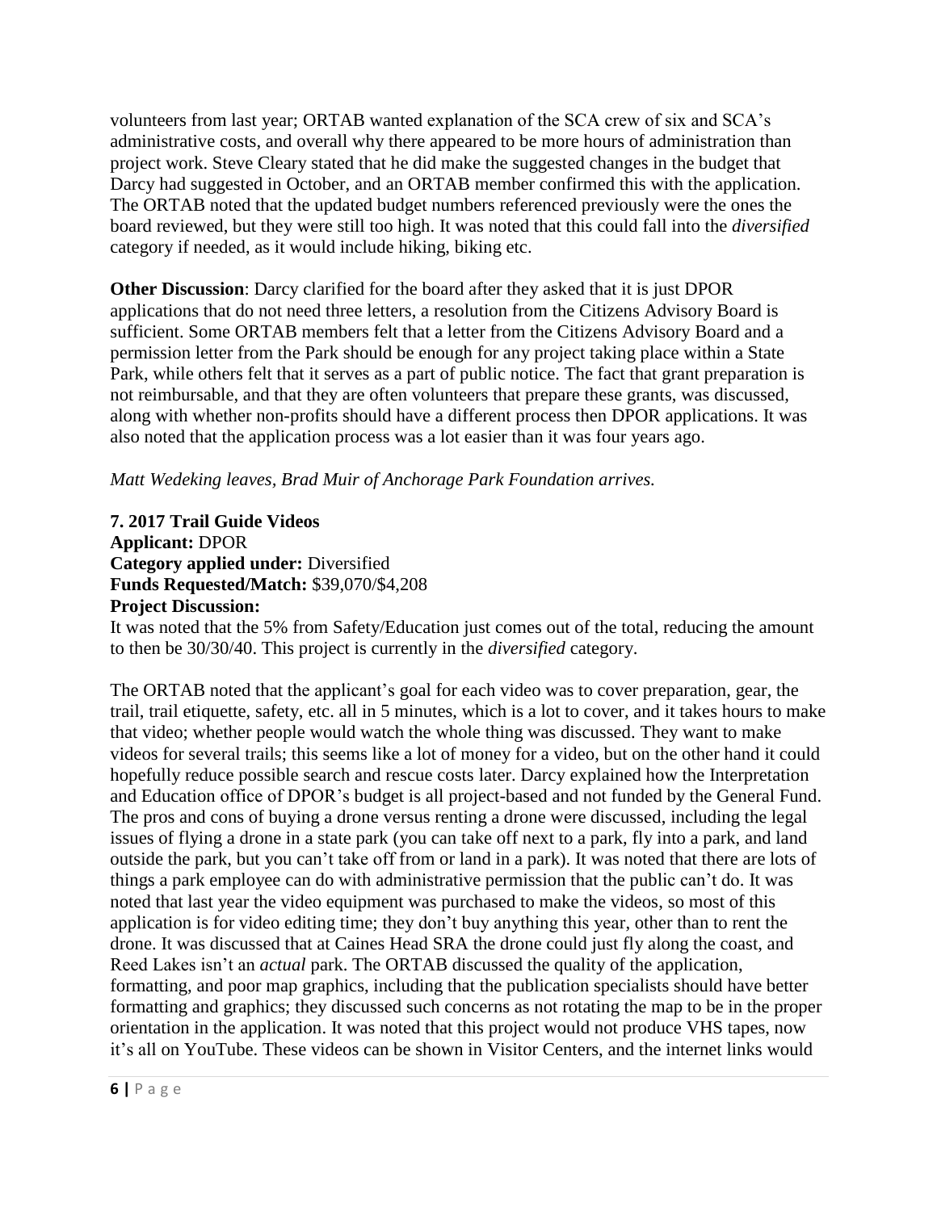volunteers from last year; ORTAB wanted explanation of the SCA crew of six and SCA's administrative costs, and overall why there appeared to be more hours of administration than project work. Steve Cleary stated that he did make the suggested changes in the budget that Darcy had suggested in October, and an ORTAB member confirmed this with the application. The ORTAB noted that the updated budget numbers referenced previously were the ones the board reviewed, but they were still too high. It was noted that this could fall into the *diversified* category if needed, as it would include hiking, biking etc.

**Other Discussion**: Darcy clarified for the board after they asked that it is just DPOR applications that do not need three letters, a resolution from the Citizens Advisory Board is sufficient. Some ORTAB members felt that a letter from the Citizens Advisory Board and a permission letter from the Park should be enough for any project taking place within a State Park, while others felt that it serves as a part of public notice. The fact that grant preparation is not reimbursable, and that they are often volunteers that prepare these grants, was discussed, along with whether non-profits should have a different process then DPOR applications. It was also noted that the application process was a lot easier than it was four years ago.

*Matt Wedeking leaves, Brad Muir of Anchorage Park Foundation arrives.*

**7. 2017 Trail Guide Videos**
**Applicant:** DPOR
**Category applied under:** Diversified
**Funds Requested/Match:** $39,070/$4,208
**Project Discussion:**
It was noted that the 5% from Safety/Education just comes out of the total, reducing the amount to then be 30/30/40. This project is currently in the *diversified* category.

The ORTAB noted that the applicant's goal for each video was to cover preparation, gear, the trail, trail etiquette, safety, etc. all in 5 minutes, which is a lot to cover, and it takes hours to make that video; whether people would watch the whole thing was discussed. They want to make videos for several trails; this seems like a lot of money for a video, but on the other hand it could hopefully reduce possible search and rescue costs later. Darcy explained how the Interpretation and Education office of DPOR's budget is all project-based and not funded by the General Fund. The pros and cons of buying a drone versus renting a drone were discussed, including the legal issues of flying a drone in a state park (you can take off next to a park, fly into a park, and land outside the park, but you can't take off from or land in a park). It was noted that there are lots of things a park employee can do with administrative permission that the public can't do. It was noted that last year the video equipment was purchased to make the videos, so most of this application is for video editing time; they don't buy anything this year, other than to rent the drone. It was discussed that at Caines Head SRA the drone could just fly along the coast, and Reed Lakes isn't an *actual* park. The ORTAB discussed the quality of the application, formatting, and poor map graphics, including that the publication specialists should have better formatting and graphics; they discussed such concerns as not rotating the map to be in the proper orientation in the application. It was noted that this project would not produce VHS tapes, now it's all on YouTube. These videos can be shown in Visitor Centers, and the internet links would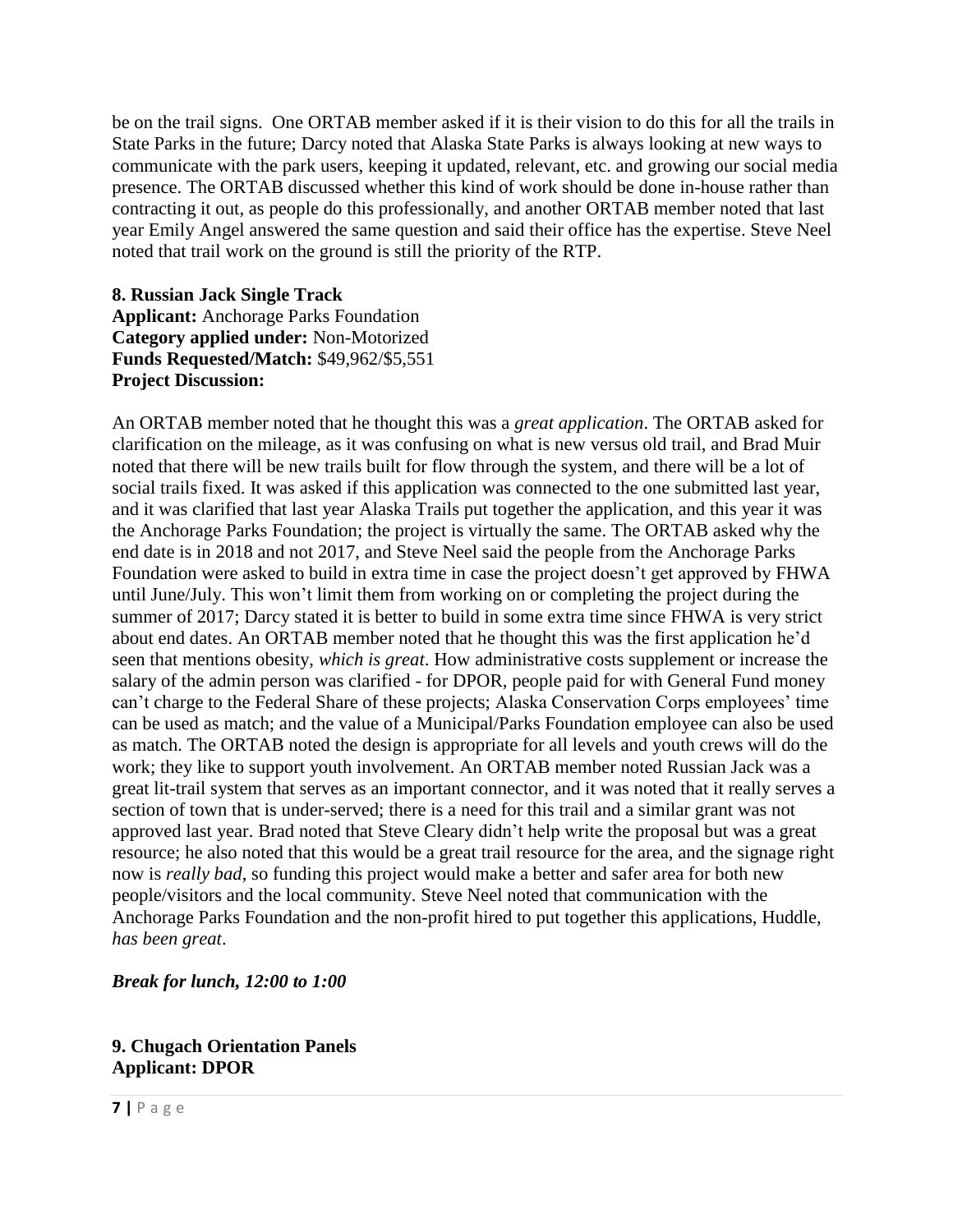be on the trail signs. One ORTAB member asked if it is their vision to do this for all the trails in State Parks in the future; Darcy noted that Alaska State Parks is always looking at new ways to communicate with the park users, keeping it updated, relevant, etc. and growing our social media presence. The ORTAB discussed whether this kind of work should be done in-house rather than contracting it out, as people do this professionally, and another ORTAB member noted that last year Emily Angel answered the same question and said their office has the expertise. Steve Neel noted that trail work on the ground is still the priority of the RTP.

**8. Russian Jack Single Track**
**Applicant:** Anchorage Parks Foundation
**Category applied under:** Non-Motorized
**Funds Requested/Match:** $49,962/$5,551
**Project Discussion:**

An ORTAB member noted that he thought this was a *great application*. The ORTAB asked for clarification on the mileage, as it was confusing on what is new versus old trail, and Brad Muir noted that there will be new trails built for flow through the system, and there will be a lot of social trails fixed. It was asked if this application was connected to the one submitted last year, and it was clarified that last year Alaska Trails put together the application, and this year it was the Anchorage Parks Foundation; the project is virtually the same. The ORTAB asked why the end date is in 2018 and not 2017, and Steve Neel said the people from the Anchorage Parks Foundation were asked to build in extra time in case the project doesn't get approved by FHWA until June/July. This won't limit them from working on or completing the project during the summer of 2017; Darcy stated it is better to build in some extra time since FHWA is very strict about end dates. An ORTAB member noted that he thought this was the first application he'd seen that mentions obesity, *which is great*. How administrative costs supplement or increase the salary of the admin person was clarified - for DPOR, people paid for with General Fund money can't charge to the Federal Share of these projects; Alaska Conservation Corps employees' time can be used as match; and the value of a Municipal/Parks Foundation employee can also be used as match. The ORTAB noted the design is appropriate for all levels and youth crews will do the work; they like to support youth involvement. An ORTAB member noted Russian Jack was a great lit-trail system that serves as an important connector, and it was noted that it really serves a section of town that is under-served; there is a need for this trail and a similar grant was not approved last year. Brad noted that Steve Cleary didn't help write the proposal but was a great resource; he also noted that this would be a great trail resource for the area, and the signage right now is *really bad*, so funding this project would make a better and safer area for both new people/visitors and the local community. Steve Neel noted that communication with the Anchorage Parks Foundation and the non-profit hired to put together this applications, Huddle, *has been great*.

***Break for lunch, 12:00 to 1:00***

**9. Chugach Orientation Panels**
**Applicant: DPOR**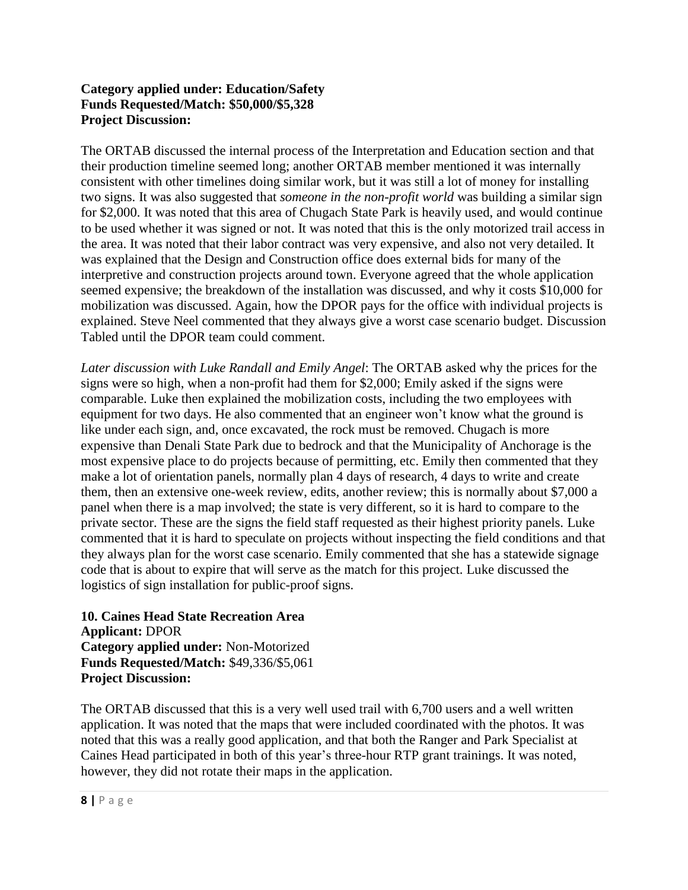**Category applied under: Education/Safety**
**Funds Requested/Match: $50,000/$5,328**
**Project Discussion:**

The ORTAB discussed the internal process of the Interpretation and Education section and that their production timeline seemed long; another ORTAB member mentioned it was internally consistent with other timelines doing similar work, but it was still a lot of money for installing two signs. It was also suggested that *someone in the non-profit world* was building a similar sign for $2,000. It was noted that this area of Chugach State Park is heavily used, and would continue to be used whether it was signed or not. It was noted that this is the only motorized trail access in the area. It was noted that their labor contract was very expensive, and also not very detailed. It was explained that the Design and Construction office does external bids for many of the interpretive and construction projects around town. Everyone agreed that the whole application seemed expensive; the breakdown of the installation was discussed, and why it costs $10,000 for mobilization was discussed. Again, how the DPOR pays for the office with individual projects is explained. Steve Neel commented that they always give a worst case scenario budget. Discussion Tabled until the DPOR team could comment.

*Later discussion with Luke Randall and Emily Angel*: The ORTAB asked why the prices for the signs were so high, when a non-profit had them for $2,000; Emily asked if the signs were comparable. Luke then explained the mobilization costs, including the two employees with equipment for two days. He also commented that an engineer won't know what the ground is like under each sign, and, once excavated, the rock must be removed. Chugach is more expensive than Denali State Park due to bedrock and that the Municipality of Anchorage is the most expensive place to do projects because of permitting, etc. Emily then commented that they make a lot of orientation panels, normally plan 4 days of research, 4 days to write and create them, then an extensive one-week review, edits, another review; this is normally about $7,000 a panel when there is a map involved; the state is very different, so it is hard to compare to the private sector. These are the signs the field staff requested as their highest priority panels. Luke commented that it is hard to speculate on projects without inspecting the field conditions and that they always plan for the worst case scenario. Emily commented that she has a statewide signage code that is about to expire that will serve as the match for this project. Luke discussed the logistics of sign installation for public-proof signs.

**10. Caines Head State Recreation Area**
**Applicant:** DPOR
**Category applied under:** Non-Motorized
**Funds Requested/Match:** $49,336/$5,061
**Project Discussion:**

The ORTAB discussed that this is a very well used trail with 6,700 users and a well written application. It was noted that the maps that were included coordinated with the photos. It was noted that this was a really good application, and that both the Ranger and Park Specialist at Caines Head participated in both of this year's three-hour RTP grant trainings. It was noted, however, they did not rotate their maps in the application.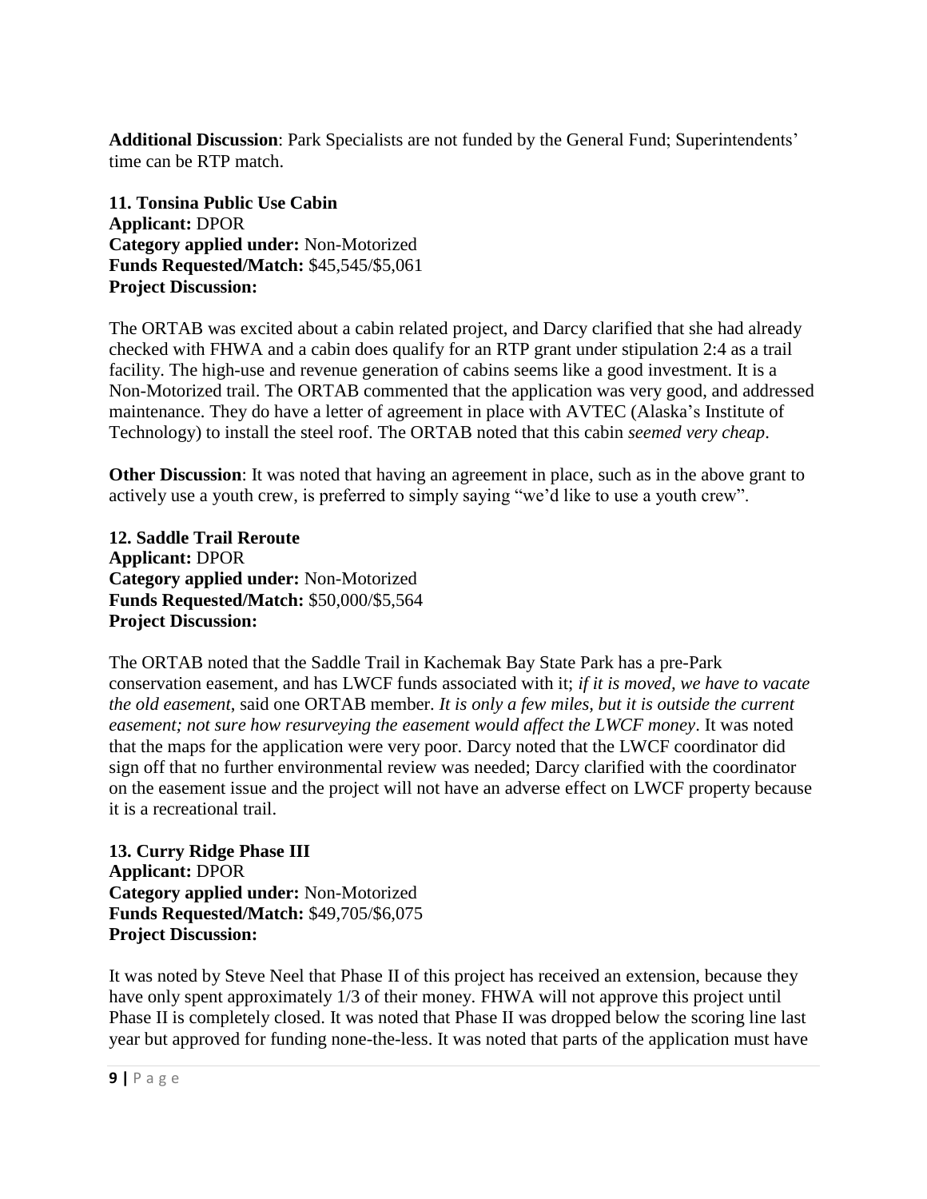**Additional Discussion**: Park Specialists are not funded by the General Fund; Superintendents' time can be RTP match.

**11. Tonsina Public Use Cabin**
**Applicant:** DPOR
**Category applied under:** Non-Motorized
**Funds Requested/Match:** $45,545/$5,061
**Project Discussion:**

The ORTAB was excited about a cabin related project, and Darcy clarified that she had already checked with FHWA and a cabin does qualify for an RTP grant under stipulation 2:4 as a trail facility. The high-use and revenue generation of cabins seems like a good investment. It is a Non-Motorized trail. The ORTAB commented that the application was very good, and addressed maintenance. They do have a letter of agreement in place with AVTEC (Alaska's Institute of Technology) to install the steel roof. The ORTAB noted that this cabin *seemed very cheap*.

**Other Discussion**: It was noted that having an agreement in place, such as in the above grant to actively use a youth crew, is preferred to simply saying "we'd like to use a youth crew".

**12. Saddle Trail Reroute**
**Applicant:** DPOR
**Category applied under:** Non-Motorized
**Funds Requested/Match:** $50,000/$5,564
**Project Discussion:**

The ORTAB noted that the Saddle Trail in Kachemak Bay State Park has a pre-Park conservation easement, and has LWCF funds associated with it; *if it is moved, we have to vacate the old easement*, said one ORTAB member. *It is only a few miles, but it is outside the current easement; not sure how resurveying the easement would affect the LWCF money*. It was noted that the maps for the application were very poor. Darcy noted that the LWCF coordinator did sign off that no further environmental review was needed; Darcy clarified with the coordinator on the easement issue and the project will not have an adverse effect on LWCF property because it is a recreational trail.

**13. Curry Ridge Phase III**
**Applicant:** DPOR
**Category applied under:** Non-Motorized
**Funds Requested/Match:** $49,705/$6,075
**Project Discussion:**

It was noted by Steve Neel that Phase II of this project has received an extension, because they have only spent approximately 1/3 of their money. FHWA will not approve this project until Phase II is completely closed. It was noted that Phase II was dropped below the scoring line last year but approved for funding none-the-less. It was noted that parts of the application must have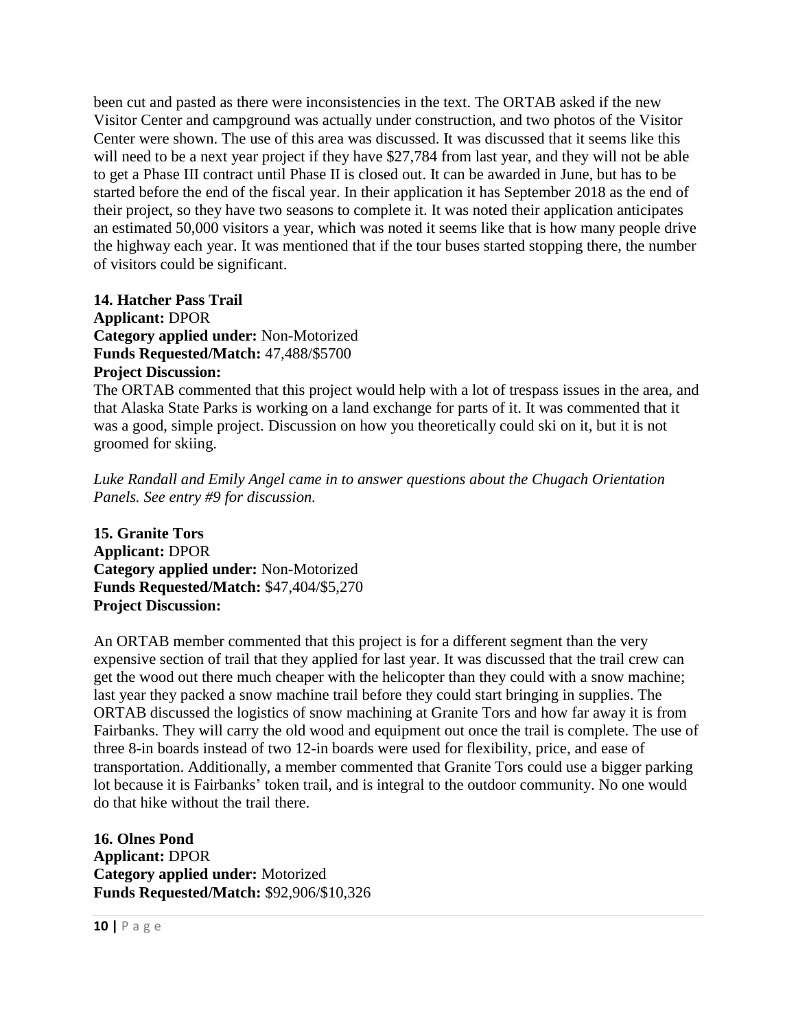been cut and pasted as there were inconsistencies in the text. The ORTAB asked if the new Visitor Center and campground was actually under construction, and two photos of the Visitor Center were shown. The use of this area was discussed. It was discussed that it seems like this will need to be a next year project if they have $27,784 from last year, and they will not be able to get a Phase III contract until Phase II is closed out. It can be awarded in June, but has to be started before the end of the fiscal year. In their application it has September 2018 as the end of their project, so they have two seasons to complete it. It was noted their application anticipates an estimated 50,000 visitors a year, which was noted it seems like that is how many people drive the highway each year. It was mentioned that if the tour buses started stopping there, the number of visitors could be significant.

**14. Hatcher Pass Trail**
**Applicant:** DPOR
**Category applied under:** Non-Motorized
**Funds Requested/Match:** 47,488/$5700
**Project Discussion:**
The ORTAB commented that this project would help with a lot of trespass issues in the area, and that Alaska State Parks is working on a land exchange for parts of it. It was commented that it was a good, simple project. Discussion on how you theoretically could ski on it, but it is not groomed for skiing.

*Luke Randall and Emily Angel came in to answer questions about the Chugach Orientation Panels. See entry #9 for discussion.*

**15. Granite Tors**
**Applicant:** DPOR
**Category applied under:** Non-Motorized
**Funds Requested/Match:** $47,404/$5,270
**Project Discussion:**

An ORTAB member commented that this project is for a different segment than the very expensive section of trail that they applied for last year. It was discussed that the trail crew can get the wood out there much cheaper with the helicopter than they could with a snow machine; last year they packed a snow machine trail before they could start bringing in supplies. The ORTAB discussed the logistics of snow machining at Granite Tors and how far away it is from Fairbanks. They will carry the old wood and equipment out once the trail is complete. The use of three 8-in boards instead of two 12-in boards were used for flexibility, price, and ease of transportation. Additionally, a member commented that Granite Tors could use a bigger parking lot because it is Fairbanks' token trail, and is integral to the outdoor community. No one would do that hike without the trail there.

**16. Olnes Pond**
**Applicant:** DPOR
**Category applied under:** Motorized
**Funds Requested/Match:** $92,906/$10,326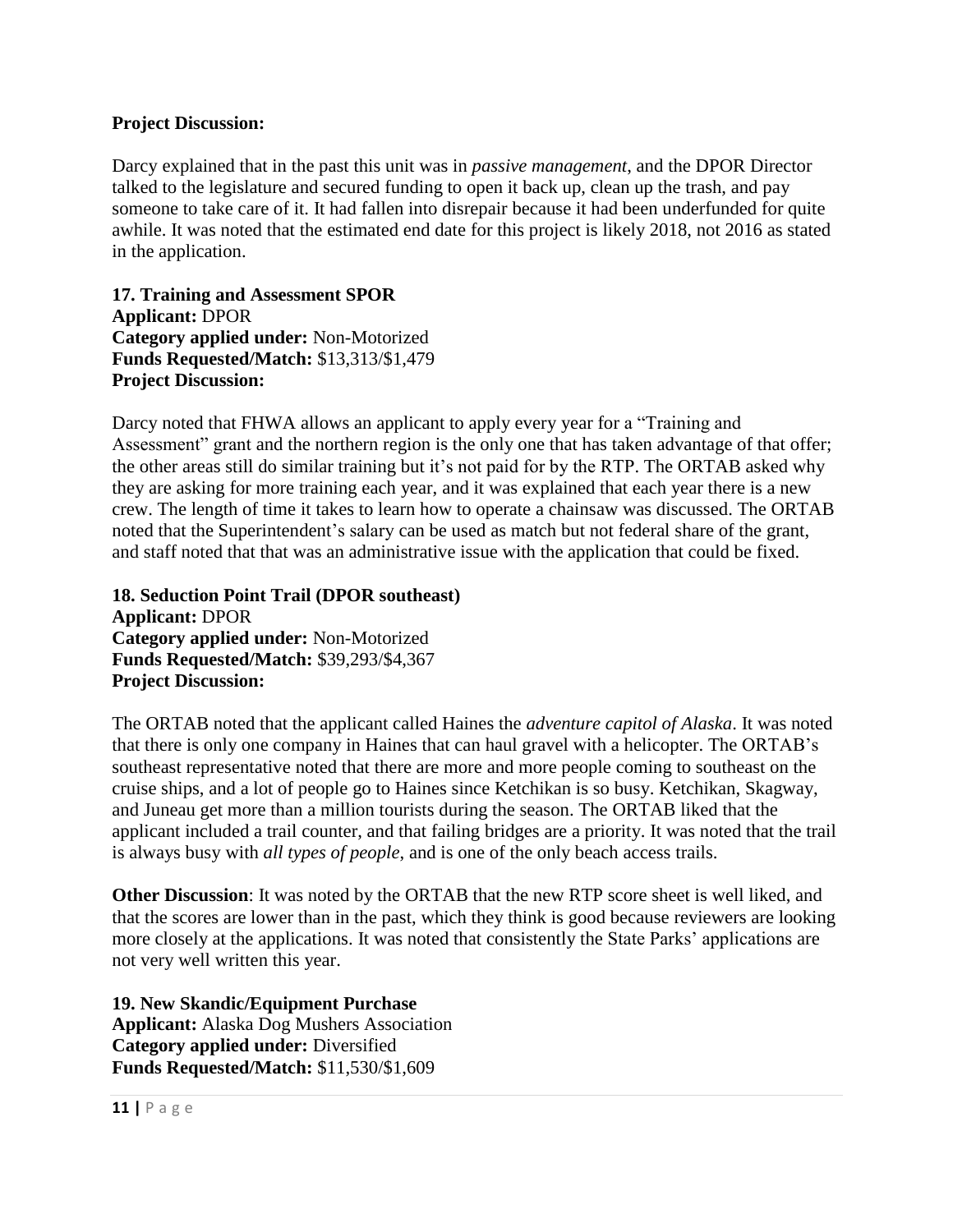**Project Discussion:**

Darcy explained that in the past this unit was in *passive management*, and the DPOR Director talked to the legislature and secured funding to open it back up, clean up the trash, and pay someone to take care of it. It had fallen into disrepair because it had been underfunded for quite awhile. It was noted that the estimated end date for this project is likely 2018, not 2016 as stated in the application.

**17. Training and Assessment SPOR**
**Applicant:** DPOR
**Category applied under:** Non-Motorized
**Funds Requested/Match:** $13,313/$1,479
**Project Discussion:**

Darcy noted that FHWA allows an applicant to apply every year for a "Training and Assessment" grant and the northern region is the only one that has taken advantage of that offer; the other areas still do similar training but it's not paid for by the RTP. The ORTAB asked why they are asking for more training each year, and it was explained that each year there is a new crew. The length of time it takes to learn how to operate a chainsaw was discussed. The ORTAB noted that the Superintendent's salary can be used as match but not federal share of the grant, and staff noted that that was an administrative issue with the application that could be fixed.

**18. Seduction Point Trail (DPOR southeast)**
**Applicant:** DPOR
**Category applied under:** Non-Motorized
**Funds Requested/Match:** $39,293/$4,367
**Project Discussion:**

The ORTAB noted that the applicant called Haines the *adventure capitol of Alaska*. It was noted that there is only one company in Haines that can haul gravel with a helicopter. The ORTAB's southeast representative noted that there are more and more people coming to southeast on the cruise ships, and a lot of people go to Haines since Ketchikan is so busy. Ketchikan, Skagway, and Juneau get more than a million tourists during the season. The ORTAB liked that the applicant included a trail counter, and that failing bridges are a priority. It was noted that the trail is always busy with *all types of people*, and is one of the only beach access trails.

**Other Discussion**: It was noted by the ORTAB that the new RTP score sheet is well liked, and that the scores are lower than in the past, which they think is good because reviewers are looking more closely at the applications. It was noted that consistently the State Parks' applications are not very well written this year.

**19. New Skandic/Equipment Purchase**
**Applicant:** Alaska Dog Mushers Association
**Category applied under:** Diversified
**Funds Requested/Match:** $11,530/$1,609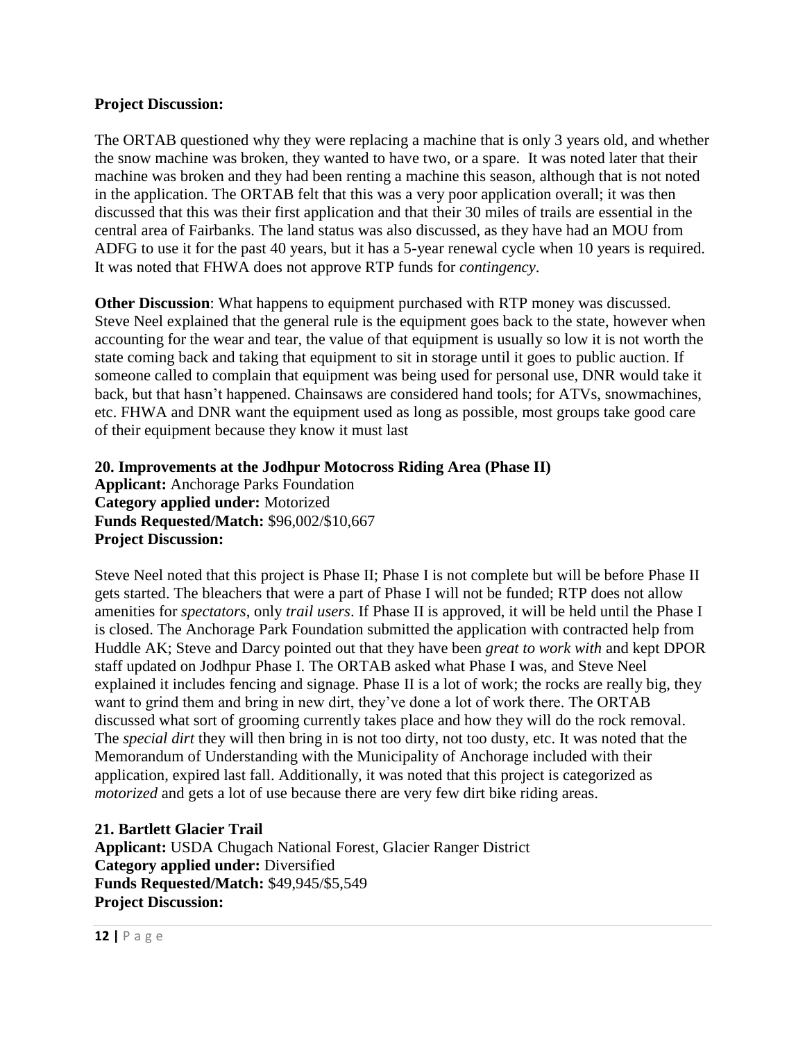**Project Discussion:**

The ORTAB questioned why they were replacing a machine that is only 3 years old, and whether the snow machine was broken, they wanted to have two, or a spare. It was noted later that their machine was broken and they had been renting a machine this season, although that is not noted in the application. The ORTAB felt that this was a very poor application overall; it was then discussed that this was their first application and that their 30 miles of trails are essential in the central area of Fairbanks. The land status was also discussed, as they have had an MOU from ADFG to use it for the past 40 years, but it has a 5-year renewal cycle when 10 years is required. It was noted that FHWA does not approve RTP funds for *contingency*.

**Other Discussion**: What happens to equipment purchased with RTP money was discussed. Steve Neel explained that the general rule is the equipment goes back to the state, however when accounting for the wear and tear, the value of that equipment is usually so low it is not worth the state coming back and taking that equipment to sit in storage until it goes to public auction. If someone called to complain that equipment was being used for personal use, DNR would take it back, but that hasn't happened. Chainsaws are considered hand tools; for ATVs, snowmachines, etc. FHWA and DNR want the equipment used as long as possible, most groups take good care of their equipment because they know it must last

**20. Improvements at the Jodhpur Motocross Riding Area (Phase II)**
**Applicant:** Anchorage Parks Foundation
**Category applied under:** Motorized
**Funds Requested/Match:** \$96,002/\$10,667
**Project Discussion:**

Steve Neel noted that this project is Phase II; Phase I is not complete but will be before Phase II gets started. The bleachers that were a part of Phase I will not be funded; RTP does not allow amenities for *spectators*, only *trail users*. If Phase II is approved, it will be held until the Phase I is closed. The Anchorage Park Foundation submitted the application with contracted help from Huddle AK; Steve and Darcy pointed out that they have been *great to work with* and kept DPOR staff updated on Jodhpur Phase I. The ORTAB asked what Phase I was, and Steve Neel explained it includes fencing and signage. Phase II is a lot of work; the rocks are really big, they want to grind them and bring in new dirt, they've done a lot of work there. The ORTAB discussed what sort of grooming currently takes place and how they will do the rock removal. The *special dirt* they will then bring in is not too dirty, not too dusty, etc. It was noted that the Memorandum of Understanding with the Municipality of Anchorage included with their application, expired last fall. Additionally, it was noted that this project is categorized as *motorized* and gets a lot of use because there are very few dirt bike riding areas.

**21. Bartlett Glacier Trail**
**Applicant:** USDA Chugach National Forest, Glacier Ranger District
**Category applied under:** Diversified
**Funds Requested/Match:** \$49,945/\$5,549
**Project Discussion:**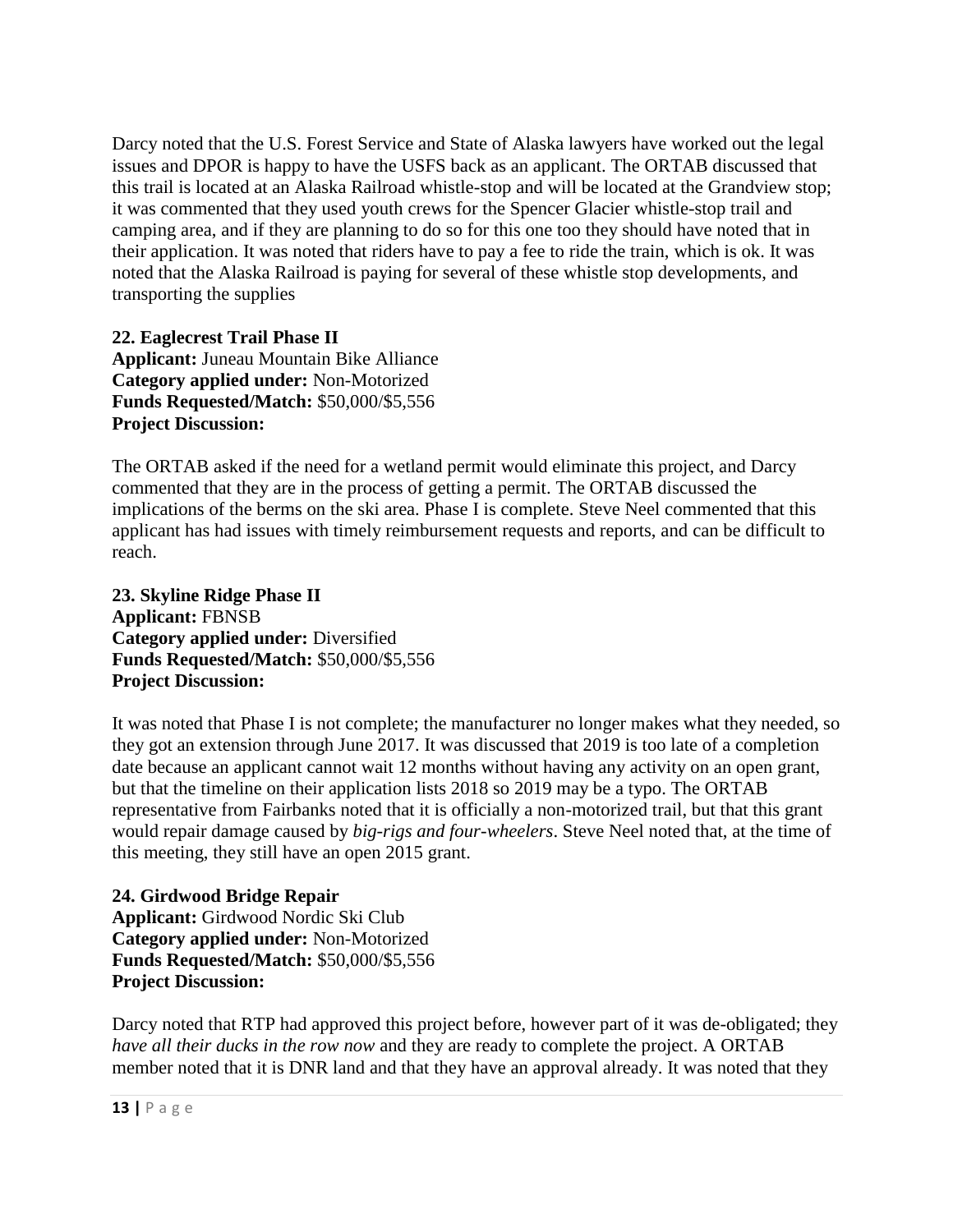Darcy noted that the U.S. Forest Service and State of Alaska lawyers have worked out the legal issues and DPOR is happy to have the USFS back as an applicant. The ORTAB discussed that this trail is located at an Alaska Railroad whistle-stop and will be located at the Grandview stop; it was commented that they used youth crews for the Spencer Glacier whistle-stop trail and camping area, and if they are planning to do so for this one too they should have noted that in their application. It was noted that riders have to pay a fee to ride the train, which is ok. It was noted that the Alaska Railroad is paying for several of these whistle stop developments, and transporting the supplies

**22. Eaglecrest Trail Phase II**
**Applicant:** Juneau Mountain Bike Alliance
**Category applied under:** Non-Motorized
**Funds Requested/Match:** $50,000/$5,556
**Project Discussion:**

The ORTAB asked if the need for a wetland permit would eliminate this project, and Darcy commented that they are in the process of getting a permit. The ORTAB discussed the implications of the berms on the ski area. Phase I is complete. Steve Neel commented that this applicant has had issues with timely reimbursement requests and reports, and can be difficult to reach.

**23. Skyline Ridge Phase II**
**Applicant:** FBNSB
**Category applied under:** Diversified
**Funds Requested/Match:** $50,000/$5,556
**Project Discussion:**

It was noted that Phase I is not complete; the manufacturer no longer makes what they needed, so they got an extension through June 2017. It was discussed that 2019 is too late of a completion date because an applicant cannot wait 12 months without having any activity on an open grant, but that the timeline on their application lists 2018 so 2019 may be a typo. The ORTAB representative from Fairbanks noted that it is officially a non-motorized trail, but that this grant would repair damage caused by *big-rigs and four-wheelers*. Steve Neel noted that, at the time of this meeting, they still have an open 2015 grant.

**24. Girdwood Bridge Repair**
**Applicant:** Girdwood Nordic Ski Club
**Category applied under:** Non-Motorized
**Funds Requested/Match:** $50,000/$5,556
**Project Discussion:**

Darcy noted that RTP had approved this project before, however part of it was de-obligated; they *have all their ducks in the row now* and they are ready to complete the project. A ORTAB member noted that it is DNR land and that they have an approval already. It was noted that they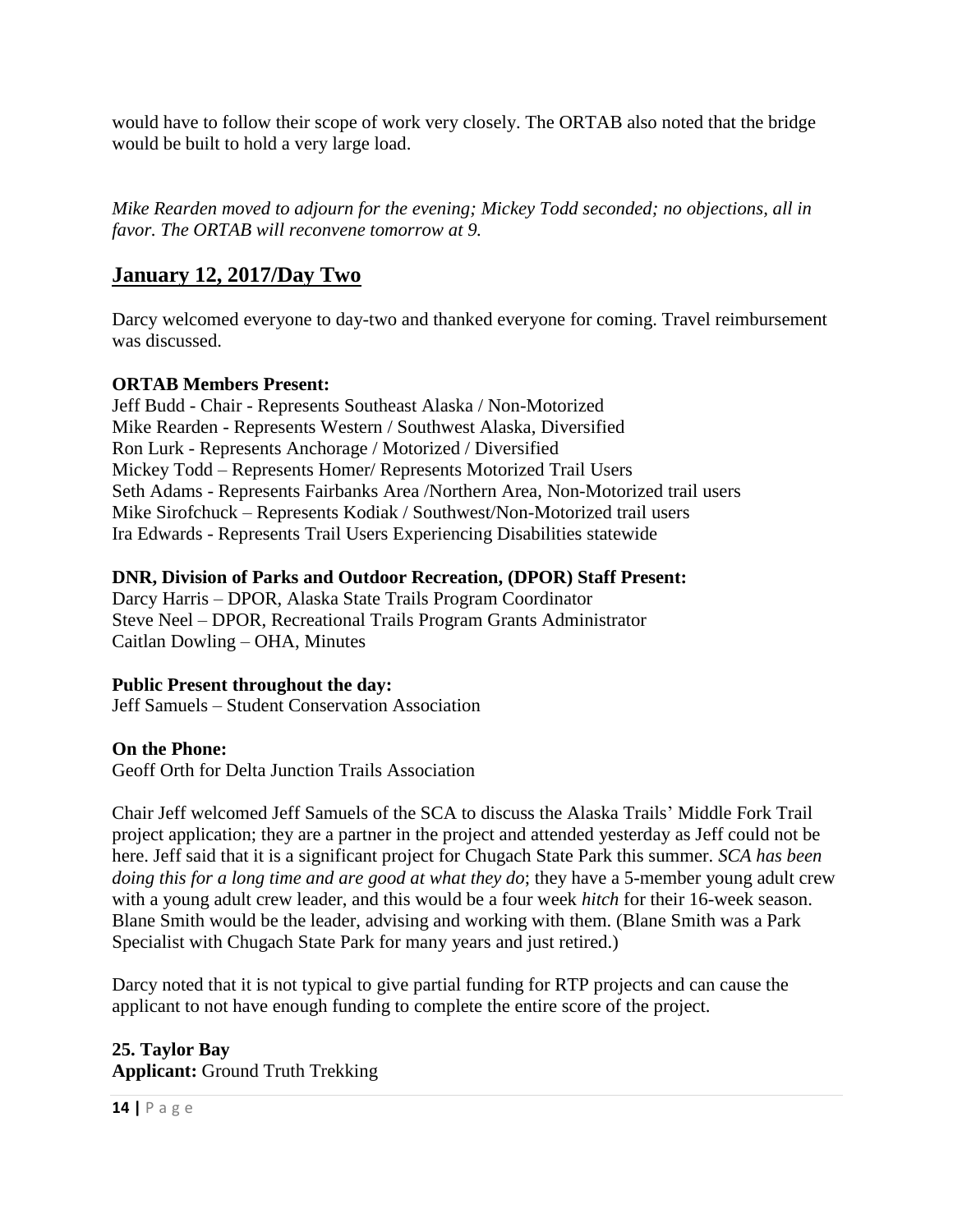would have to follow their scope of work very closely. The ORTAB also noted that the bridge would be built to hold a very large load.

*Mike Rearden moved to adjourn for the evening; Mickey Todd seconded; no objections, all in favor. The ORTAB will reconvene tomorrow at 9.*

## January 12, 2017/Day Two

Darcy welcomed everyone to day-two and thanked everyone for coming. Travel reimbursement was discussed.

**ORTAB Members Present:**
Jeff Budd - Chair - Represents Southeast Alaska / Non-Motorized
Mike Rearden - Represents Western / Southwest Alaska, Diversified
Ron Lurk - Represents Anchorage / Motorized / Diversified
Mickey Todd – Represents Homer/ Represents Motorized Trail Users
Seth Adams - Represents Fairbanks Area /Northern Area, Non-Motorized trail users
Mike Sirofchuck – Represents Kodiak / Southwest/Non-Motorized trail users
Ira Edwards - Represents Trail Users Experiencing Disabilities statewide

**DNR, Division of Parks and Outdoor Recreation, (DPOR) Staff Present:**
Darcy Harris – DPOR, Alaska State Trails Program Coordinator
Steve Neel – DPOR, Recreational Trails Program Grants Administrator
Caitlan Dowling – OHA, Minutes

**Public Present throughout the day:**
Jeff Samuels – Student Conservation Association

**On the Phone:**
Geoff Orth for Delta Junction Trails Association

Chair Jeff welcomed Jeff Samuels of the SCA to discuss the Alaska Trails' Middle Fork Trail project application; they are a partner in the project and attended yesterday as Jeff could not be here. Jeff said that it is a significant project for Chugach State Park this summer. *SCA has been doing this for a long time and are good at what they do*; they have a 5-member young adult crew with a young adult crew leader, and this would be a four week *hitch* for their 16-week season. Blane Smith would be the leader, advising and working with them. (Blane Smith was a Park Specialist with Chugach State Park for many years and just retired.)

Darcy noted that it is not typical to give partial funding for RTP projects and can cause the applicant to not have enough funding to complete the entire score of the project.

**25. Taylor Bay**
**Applicant:** Ground Truth Trekking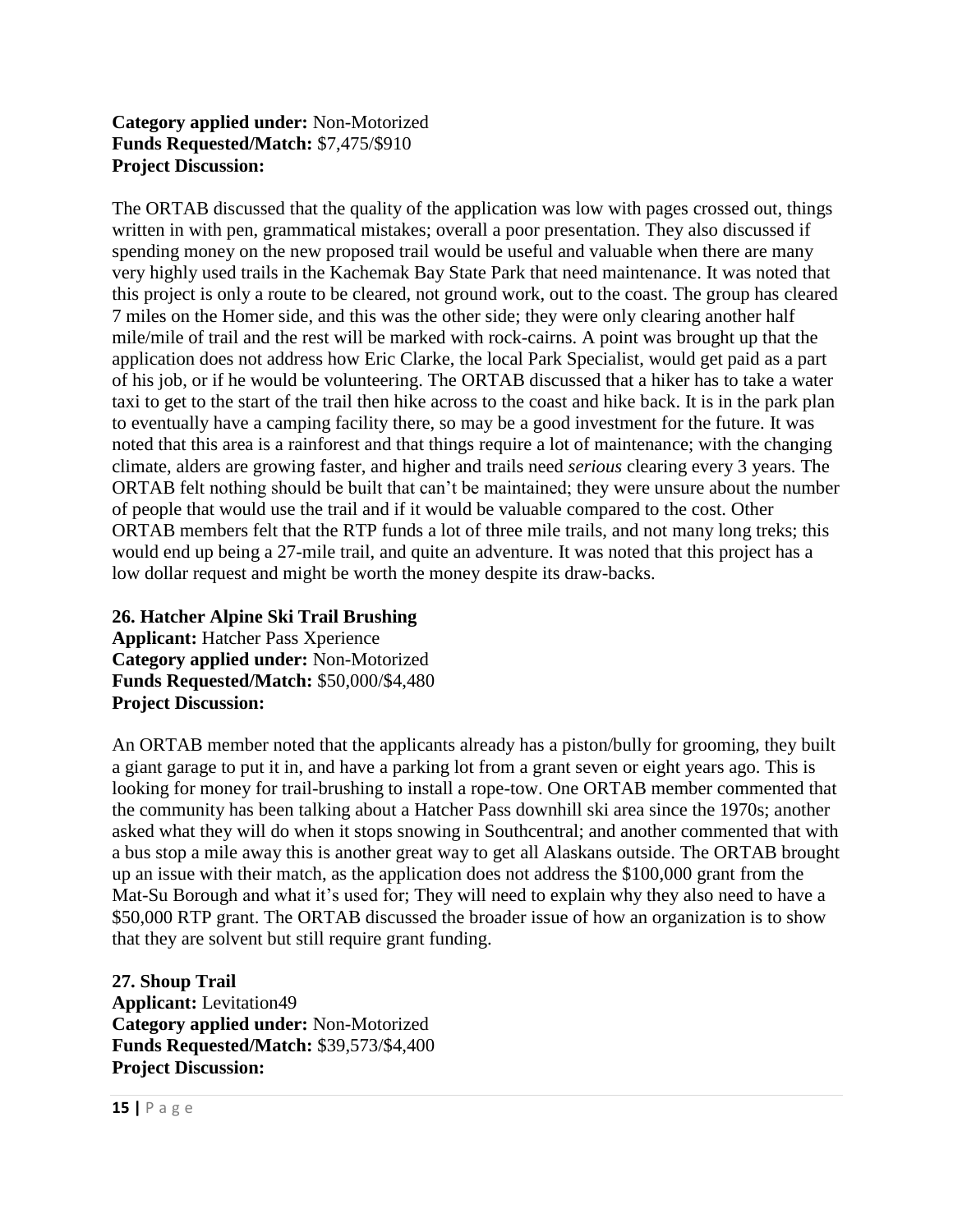**Category applied under:** Non-Motorized
**Funds Requested/Match:** $7,475/$910
**Project Discussion:**

The ORTAB discussed that the quality of the application was low with pages crossed out, things written in with pen, grammatical mistakes; overall a poor presentation. They also discussed if spending money on the new proposed trail would be useful and valuable when there are many very highly used trails in the Kachemak Bay State Park that need maintenance. It was noted that this project is only a route to be cleared, not ground work, out to the coast. The group has cleared 7 miles on the Homer side, and this was the other side; they were only clearing another half mile/mile of trail and the rest will be marked with rock-cairns. A point was brought up that the application does not address how Eric Clarke, the local Park Specialist, would get paid as a part of his job, or if he would be volunteering. The ORTAB discussed that a hiker has to take a water taxi to get to the start of the trail then hike across to the coast and hike back. It is in the park plan to eventually have a camping facility there, so may be a good investment for the future. It was noted that this area is a rainforest and that things require a lot of maintenance; with the changing climate, alders are growing faster, and higher and trails need *serious* clearing every 3 years. The ORTAB felt nothing should be built that can't be maintained; they were unsure about the number of people that would use the trail and if it would be valuable compared to the cost. Other ORTAB members felt that the RTP funds a lot of three mile trails, and not many long treks; this would end up being a 27-mile trail, and quite an adventure. It was noted that this project has a low dollar request and might be worth the money despite its draw-backs.

**26. Hatcher Alpine Ski Trail Brushing**
**Applicant:** Hatcher Pass Xperience
**Category applied under:** Non-Motorized
**Funds Requested/Match:** $50,000/$4,480
**Project Discussion:**

An ORTAB member noted that the applicants already has a piston/bully for grooming, they built a giant garage to put it in, and have a parking lot from a grant seven or eight years ago. This is looking for money for trail-brushing to install a rope-tow. One ORTAB member commented that the community has been talking about a Hatcher Pass downhill ski area since the 1970s; another asked what they will do when it stops snowing in Southcentral; and another commented that with a bus stop a mile away this is another great way to get all Alaskans outside. The ORTAB brought up an issue with their match, as the application does not address the $100,000 grant from the Mat-Su Borough and what it's used for; They will need to explain why they also need to have a $50,000 RTP grant. The ORTAB discussed the broader issue of how an organization is to show that they are solvent but still require grant funding.

**27. Shoup Trail**
**Applicant:** Levitation49
**Category applied under:** Non-Motorized
**Funds Requested/Match:** $39,573/$4,400
**Project Discussion:**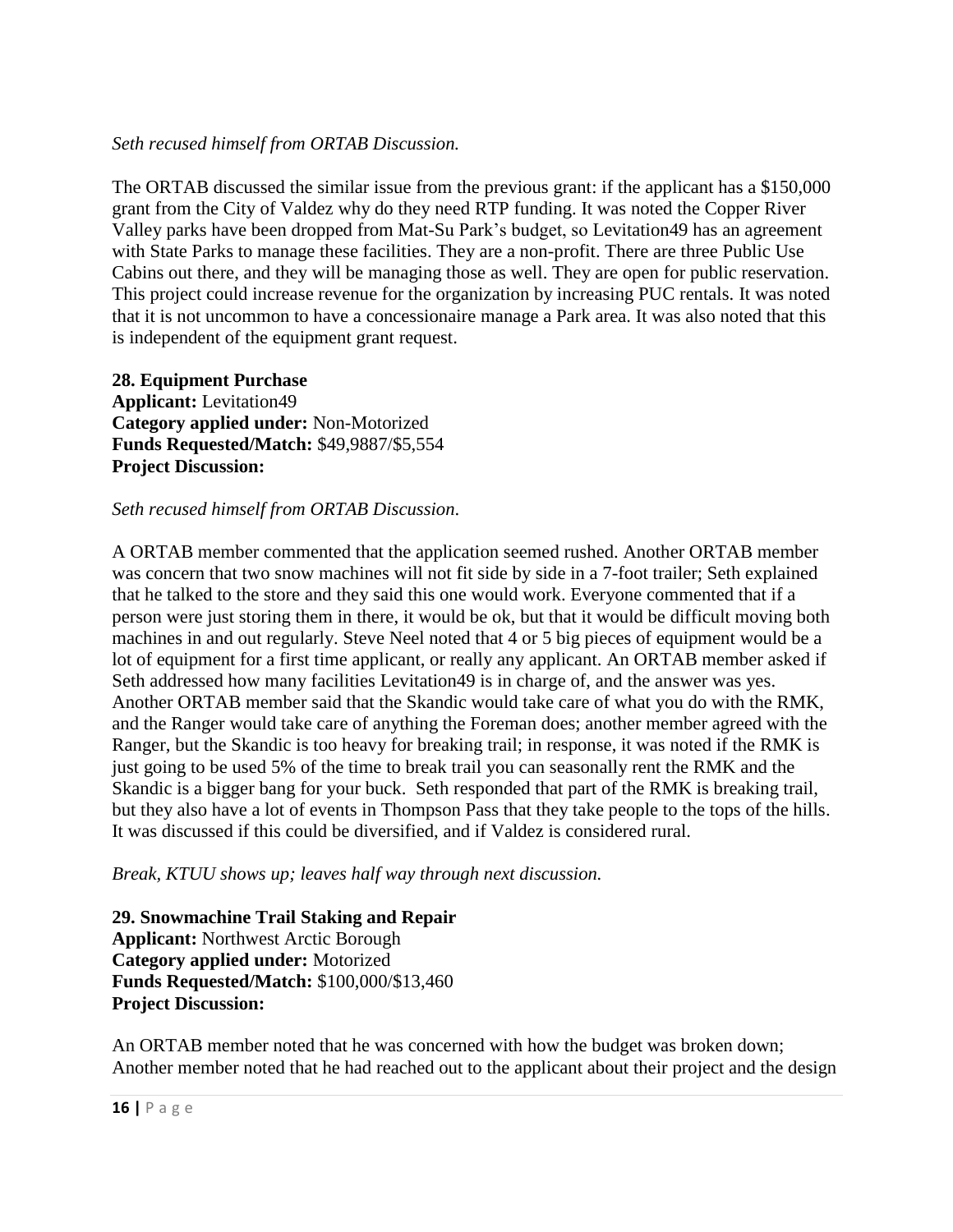*Seth recused himself from ORTAB Discussion.*

The ORTAB discussed the similar issue from the previous grant: if the applicant has a $150,000 grant from the City of Valdez why do they need RTP funding. It was noted the Copper River Valley parks have been dropped from Mat-Su Park's budget, so Levitation49 has an agreement with State Parks to manage these facilities. They are a non-profit. There are three Public Use Cabins out there, and they will be managing those as well. They are open for public reservation. This project could increase revenue for the organization by increasing PUC rentals. It was noted that it is not uncommon to have a concessionaire manage a Park area. It was also noted that this is independent of the equipment grant request.

**28. Equipment Purchase**
**Applicant:** Levitation49
**Category applied under:** Non-Motorized
**Funds Requested/Match:** $49,9887/$5,554
**Project Discussion:**

*Seth recused himself from ORTAB Discussion.*

A ORTAB member commented that the application seemed rushed. Another ORTAB member was concern that two snow machines will not fit side by side in a 7-foot trailer; Seth explained that he talked to the store and they said this one would work. Everyone commented that if a person were just storing them in there, it would be ok, but that it would be difficult moving both machines in and out regularly. Steve Neel noted that 4 or 5 big pieces of equipment would be a lot of equipment for a first time applicant, or really any applicant. An ORTAB member asked if Seth addressed how many facilities Levitation49 is in charge of, and the answer was yes. Another ORTAB member said that the Skandic would take care of what you do with the RMK, and the Ranger would take care of anything the Foreman does; another member agreed with the Ranger, but the Skandic is too heavy for breaking trail; in response, it was noted if the RMK is just going to be used 5% of the time to break trail you can seasonally rent the RMK and the Skandic is a bigger bang for your buck. Seth responded that part of the RMK is breaking trail, but they also have a lot of events in Thompson Pass that they take people to the tops of the hills. It was discussed if this could be diversified, and if Valdez is considered rural.

*Break, KTUU shows up; leaves half way through next discussion.*

**29. Snowmachine Trail Staking and Repair**
**Applicant:** Northwest Arctic Borough
**Category applied under:** Motorized
**Funds Requested/Match:** $100,000/$13,460
**Project Discussion:**

An ORTAB member noted that he was concerned with how the budget was broken down; Another member noted that he had reached out to the applicant about their project and the design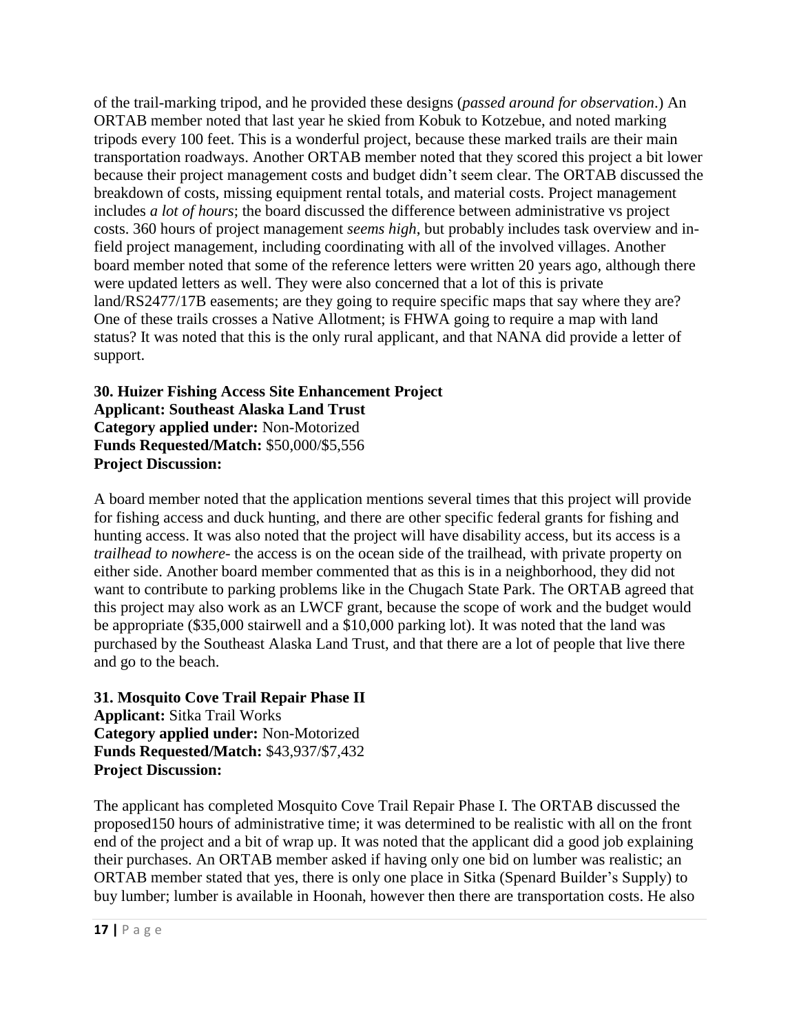of the trail-marking tripod, and he provided these designs (*passed around for observation*.) An ORTAB member noted that last year he skied from Kobuk to Kotzebue, and noted marking tripods every 100 feet. This is a wonderful project, because these marked trails are their main transportation roadways. Another ORTAB member noted that they scored this project a bit lower because their project management costs and budget didn't seem clear. The ORTAB discussed the breakdown of costs, missing equipment rental totals, and material costs. Project management includes *a lot of hours*; the board discussed the difference between administrative vs project costs. 360 hours of project management *seems high*, but probably includes task overview and in-field project management, including coordinating with all of the involved villages. Another board member noted that some of the reference letters were written 20 years ago, although there were updated letters as well. They were also concerned that a lot of this is private land/RS2477/17B easements; are they going to require specific maps that say where they are? One of these trails crosses a Native Allotment; is FHWA going to require a map with land status? It was noted that this is the only rural applicant, and that NANA did provide a letter of support.

**30. Huizer Fishing Access Site Enhancement Project**
**Applicant: Southeast Alaska Land Trust**
**Category applied under:** Non-Motorized
**Funds Requested/Match:** $50,000/$5,556
**Project Discussion:**

A board member noted that the application mentions several times that this project will provide for fishing access and duck hunting, and there are other specific federal grants for fishing and hunting access. It was also noted that the project will have disability access, but its access is a *trailhead to nowhere*- the access is on the ocean side of the trailhead, with private property on either side. Another board member commented that as this is in a neighborhood, they did not want to contribute to parking problems like in the Chugach State Park. The ORTAB agreed that this project may also work as an LWCF grant, because the scope of work and the budget would be appropriate ($35,000 stairwell and a $10,000 parking lot). It was noted that the land was purchased by the Southeast Alaska Land Trust, and that there are a lot of people that live there and go to the beach.

**31. Mosquito Cove Trail Repair Phase II**
**Applicant:** Sitka Trail Works
**Category applied under:** Non-Motorized
**Funds Requested/Match:** $43,937/$7,432
**Project Discussion:**

The applicant has completed Mosquito Cove Trail Repair Phase I. The ORTAB discussed the proposed150 hours of administrative time; it was determined to be realistic with all on the front end of the project and a bit of wrap up. It was noted that the applicant did a good job explaining their purchases. An ORTAB member asked if having only one bid on lumber was realistic; an ORTAB member stated that yes, there is only one place in Sitka (Spenard Builder's Supply) to buy lumber; lumber is available in Hoonah, however then there are transportation costs. He also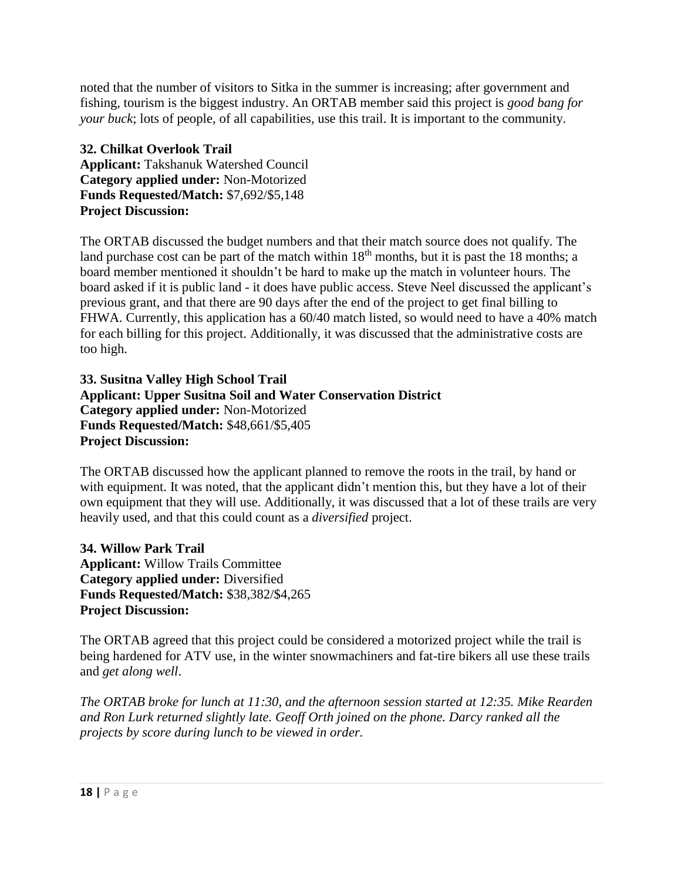noted that the number of visitors to Sitka in the summer is increasing; after government and fishing, tourism is the biggest industry. An ORTAB member said this project is *good bang for your buck*; lots of people, of all capabilities, use this trail. It is important to the community.

**32. Chilkat Overlook Trail**
**Applicant:** Takshanuk Watershed Council
**Category applied under:** Non-Motorized
**Funds Requested/Match:** $7,692/$5,148
**Project Discussion:**

The ORTAB discussed the budget numbers and that their match source does not qualify. The land purchase cost can be part of the match within 18th months, but it is past the 18 months; a board member mentioned it shouldn't be hard to make up the match in volunteer hours. The board asked if it is public land - it does have public access. Steve Neel discussed the applicant's previous grant, and that there are 90 days after the end of the project to get final billing to FHWA. Currently, this application has a 60/40 match listed, so would need to have a 40% match for each billing for this project. Additionally, it was discussed that the administrative costs are too high.

**33. Susitna Valley High School Trail**
**Applicant: Upper Susitna Soil and Water Conservation District**
**Category applied under:** Non-Motorized
**Funds Requested/Match:** $48,661/$5,405
**Project Discussion:**

The ORTAB discussed how the applicant planned to remove the roots in the trail, by hand or with equipment. It was noted, that the applicant didn't mention this, but they have a lot of their own equipment that they will use. Additionally, it was discussed that a lot of these trails are very heavily used, and that this could count as a *diversified* project.

**34. Willow Park Trail**
**Applicant:** Willow Trails Committee
**Category applied under:** Diversified
**Funds Requested/Match:** $38,382/$4,265
**Project Discussion:**

The ORTAB agreed that this project could be considered a motorized project while the trail is being hardened for ATV use, in the winter snowmachiners and fat-tire bikers all use these trails and *get along well*.

*The ORTAB broke for lunch at 11:30, and the afternoon session started at 12:35. Mike Rearden and Ron Lurk returned slightly late. Geoff Orth joined on the phone. Darcy ranked all the projects by score during lunch to be viewed in order.*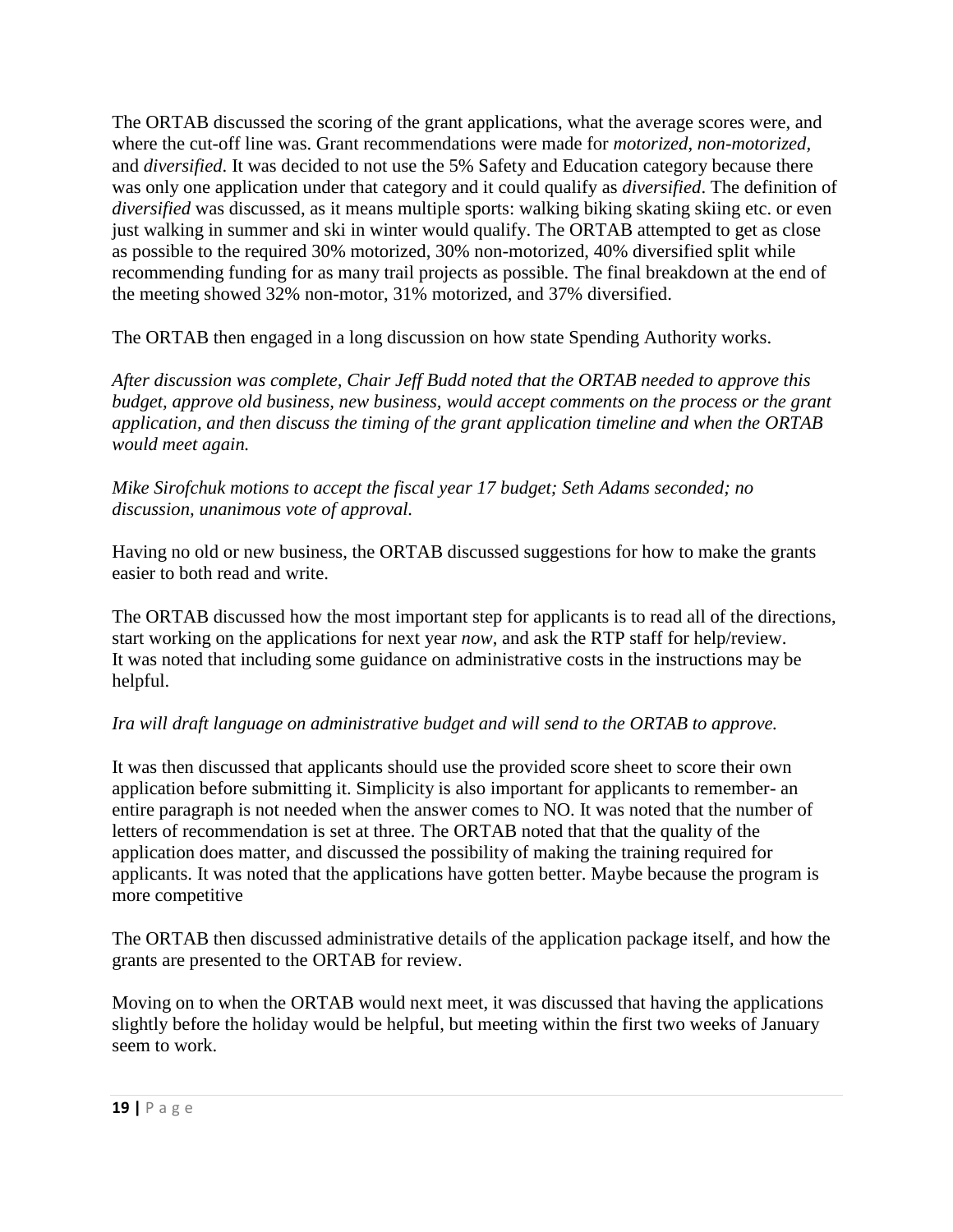The ORTAB discussed the scoring of the grant applications, what the average scores were, and where the cut-off line was. Grant recommendations were made for *motorized, non-motorized,* and *diversified*. It was decided to not use the 5% Safety and Education category because there was only one application under that category and it could qualify as *diversified*. The definition of *diversified* was discussed, as it means multiple sports: walking biking skating skiing etc. or even just walking in summer and ski in winter would qualify. The ORTAB attempted to get as close as possible to the required 30% motorized, 30% non-motorized, 40% diversified split while recommending funding for as many trail projects as possible. The final breakdown at the end of the meeting showed 32% non-motor, 31% motorized, and 37% diversified.

The ORTAB then engaged in a long discussion on how state Spending Authority works.

*After discussion was complete, Chair Jeff Budd noted that the ORTAB needed to approve this budget, approve old business, new business, would accept comments on the process or the grant application, and then discuss the timing of the grant application timeline and when the ORTAB would meet again.*

*Mike Sirofchuk motions to accept the fiscal year 17 budget; Seth Adams seconded; no discussion, unanimous vote of approval.*

Having no old or new business, the ORTAB discussed suggestions for how to make the grants easier to both read and write.

The ORTAB discussed how the most important step for applicants is to read all of the directions, start working on the applications for next year *now*, and ask the RTP staff for help/review. It was noted that including some guidance on administrative costs in the instructions may be helpful.

*Ira will draft language on administrative budget and will send to the ORTAB to approve.*

It was then discussed that applicants should use the provided score sheet to score their own application before submitting it. Simplicity is also important for applicants to remember- an entire paragraph is not needed when the answer comes to NO. It was noted that the number of letters of recommendation is set at three. The ORTAB noted that that the quality of the application does matter, and discussed the possibility of making the training required for applicants. It was noted that the applications have gotten better. Maybe because the program is more competitive

The ORTAB then discussed administrative details of the application package itself, and how the grants are presented to the ORTAB for review.

Moving on to when the ORTAB would next meet, it was discussed that having the applications slightly before the holiday would be helpful, but meeting within the first two weeks of January seem to work.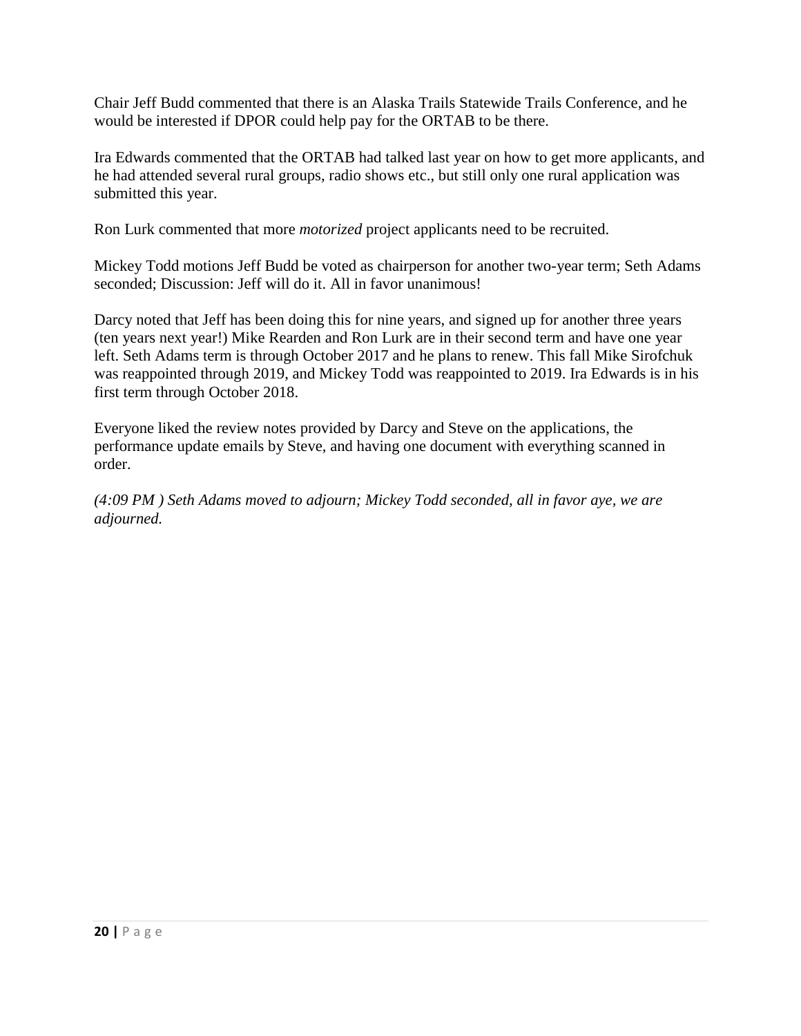Chair Jeff Budd commented that there is an Alaska Trails Statewide Trails Conference, and he would be interested if DPOR could help pay for the ORTAB to be there.

Ira Edwards commented that the ORTAB had talked last year on how to get more applicants, and he had attended several rural groups, radio shows etc., but still only one rural application was submitted this year.

Ron Lurk commented that more *motorized* project applicants need to be recruited.

Mickey Todd motions Jeff Budd be voted as chairperson for another two-year term; Seth Adams seconded; Discussion: Jeff will do it. All in favor unanimous!

Darcy noted that Jeff has been doing this for nine years, and signed up for another three years (ten years next year!) Mike Rearden and Ron Lurk are in their second term and have one year left. Seth Adams term is through October 2017 and he plans to renew. This fall Mike Sirofchuk was reappointed through 2019, and Mickey Todd was reappointed to 2019. Ira Edwards is in his first term through October 2018.

Everyone liked the review notes provided by Darcy and Steve on the applications, the performance update emails by Steve, and having one document with everything scanned in order.

*(4:09 PM ) Seth Adams moved to adjourn; Mickey Todd seconded, all in favor aye, we are adjourned.*